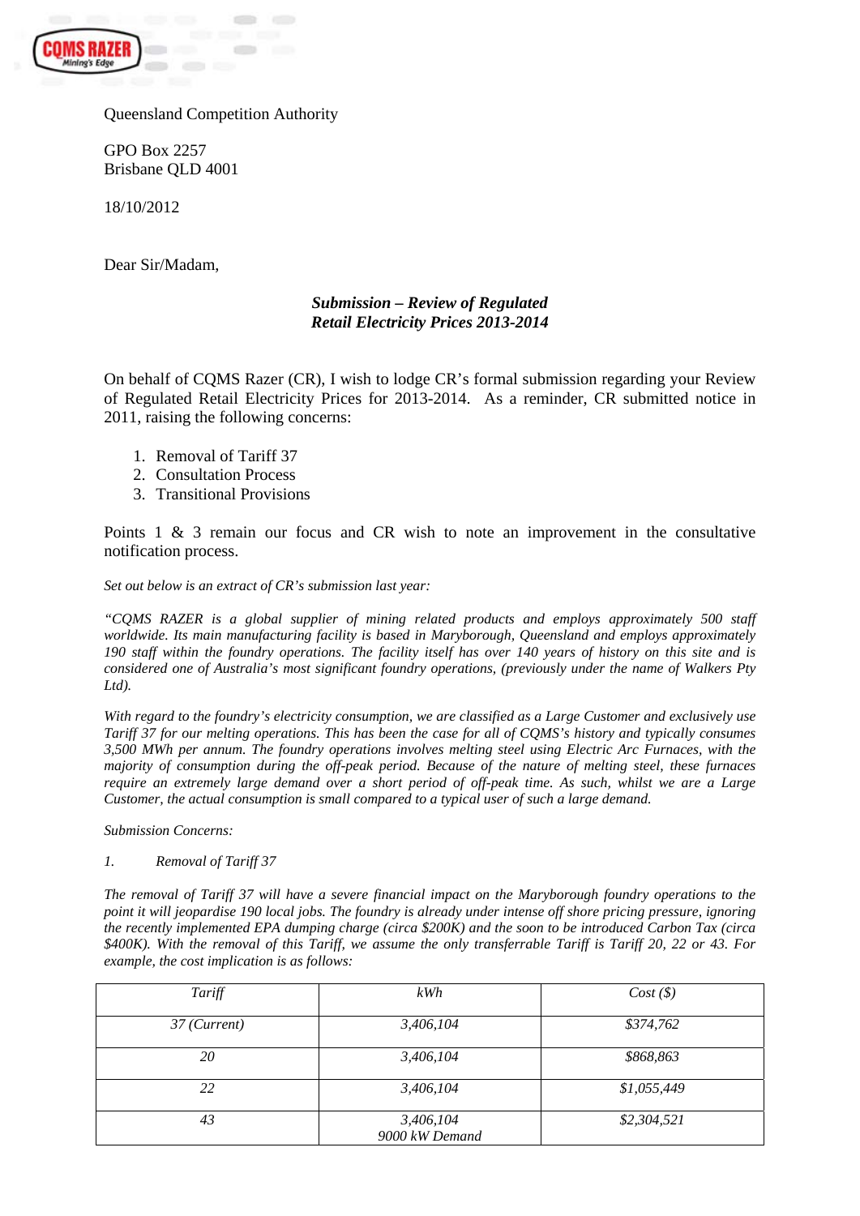Queensland Competition Authority

GPO Box 2257
Brisbane QLD 4001

18/10/2012

Dear Sir/Madam,

***Submission – Review of Regulated Retail Electricity Prices 2013-2014***

On behalf of CQMS Razer (CR), I wish to lodge CR's formal submission regarding your Review of Regulated Retail Electricity Prices for 2013-2014. As a reminder, CR submitted notice in 2011, raising the following concerns:

1. Removal of Tariff 37
2. Consultation Process
3. Transitional Provisions

Points 1 & 3 remain our focus and CR wish to note an improvement in the consultative notification process.

*Set out below is an extract of CR's submission last year:*

*"CQMS RAZER is a global supplier of mining related products and employs approximately 500 staff worldwide. Its main manufacturing facility is based in Maryborough, Queensland and employs approximately 190 staff within the foundry operations. The facility itself has over 140 years of history on this site and is considered one of Australia's most significant foundry operations, (previously under the name of Walkers Pty Ltd).*

*With regard to the foundry's electricity consumption, we are classified as a Large Customer and exclusively use Tariff 37 for our melting operations. This has been the case for all of CQMS's history and typically consumes 3,500 MWh per annum. The foundry operations involves melting steel using Electric Arc Furnaces, with the majority of consumption during the off-peak period. Because of the nature of melting steel, these furnaces require an extremely large demand over a short period of off-peak time. As such, whilst we are a Large Customer, the actual consumption is small compared to a typical user of such a large demand.*

*Submission Concerns:*

*1. Removal of Tariff 37*

*The removal of Tariff 37 will have a severe financial impact on the Maryborough foundry operations to the point it will jeopardise 190 local jobs. The foundry is already under intense off shore pricing pressure, ignoring the recently implemented EPA dumping charge (circa $200K) and the soon to be introduced Carbon Tax (circa $400K). With the removal of this Tariff, we assume the only transferrable Tariff is Tariff 20, 22 or 43. For example, the cost implication is as follows:*

| *Tariff* | *kWh* | *Cost ($)* |
|---|---|---|
| *37 (Current)* | *3,406,104* | *$374,762* |
| *20* | *3,406,104* | *$868,863* |
| *22* | *3,406,104* | *$1,055,449* |
| *43* | *3,406,104*<br>*9000 kW Demand* | *$2,304,521* |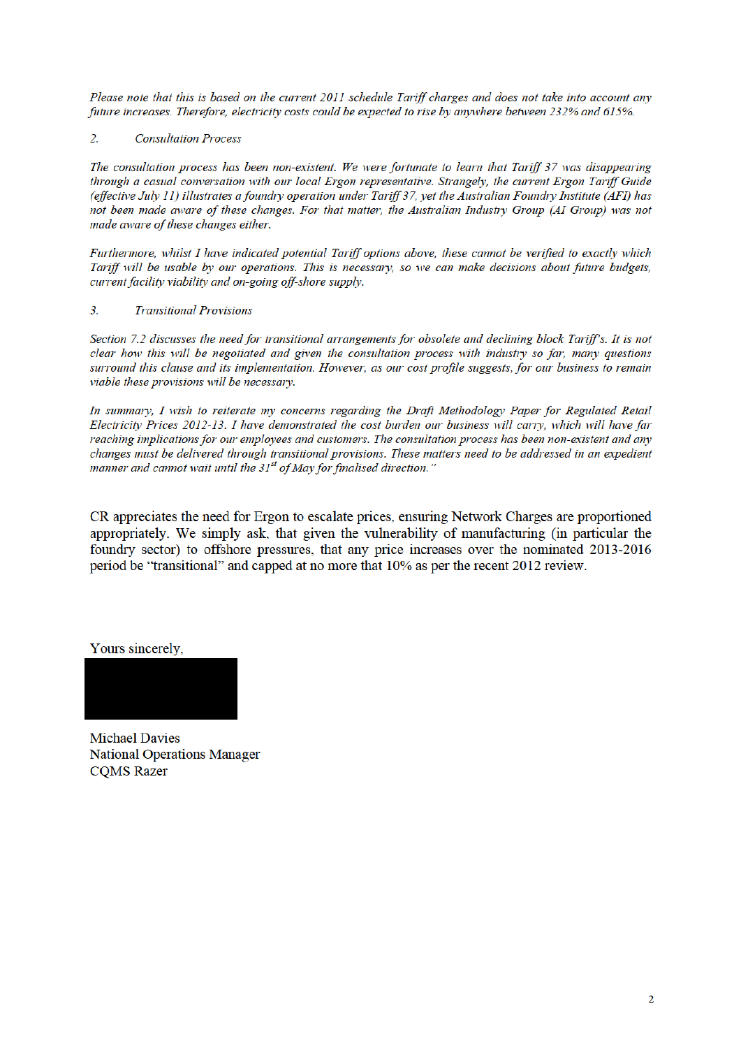*Please note that this is based on the current 2011 schedule Tariff charges and does not take into account any future increases. Therefore, electricity costs could be expected to rise by anywhere between 232% and 615%.*

*2. Consultation Process*

*The consultation process has been non-existent. We were fortunate to learn that Tariff 37 was disappearing through a casual conversation with our local Ergon representative. Strangely, the current Ergon Tariff Guide (effective July 11) illustrates a foundry operation under Tariff 37, yet the Australian Foundry Institute (AFI) has not been made aware of these changes. For that matter, the Australian Industry Group (AI Group) was not made aware of these changes either.*

*Furthermore, whilst I have indicated potential Tariff options above, these cannot be verified to exactly which Tariff will be usable by our operations. This is necessary, so we can make decisions about future budgets, current facility viability and on-going off-shore supply.*

*3. Transitional Provisions*

*Section 7.2 discusses the need for transitional arrangements for obsolete and declining block Tariff's. It is not clear how this will be negotiated and given the consultation process with industry so far, many questions surround this clause and its implementation. However, as our cost profile suggests, for our business to remain viable these provisions will be necessary.*

*In summary, I wish to reiterate my concerns regarding the Draft Methodology Paper for Regulated Retail Electricity Prices 2012-13. I have demonstrated the cost burden our business will carry, which will have far reaching implications for our employees and customers. The consultation process has been non-existent and any changes must be delivered through transitional provisions. These matters need to be addressed in an expedient manner and cannot wait until the 31st of May for finalised direction."*

CR appreciates the need for Ergon to escalate prices, ensuring Network Charges are proportioned appropriately. We simply ask, that given the vulnerability of manufacturing (in particular the foundry sector) to offshore pressures, that any price increases over the nominated 2013-2016 period be "transitional" and capped at no more that 10% as per the recent 2012 review.

Yours sincerely,

Michael Davies
National Operations Manager
CQMS Razer